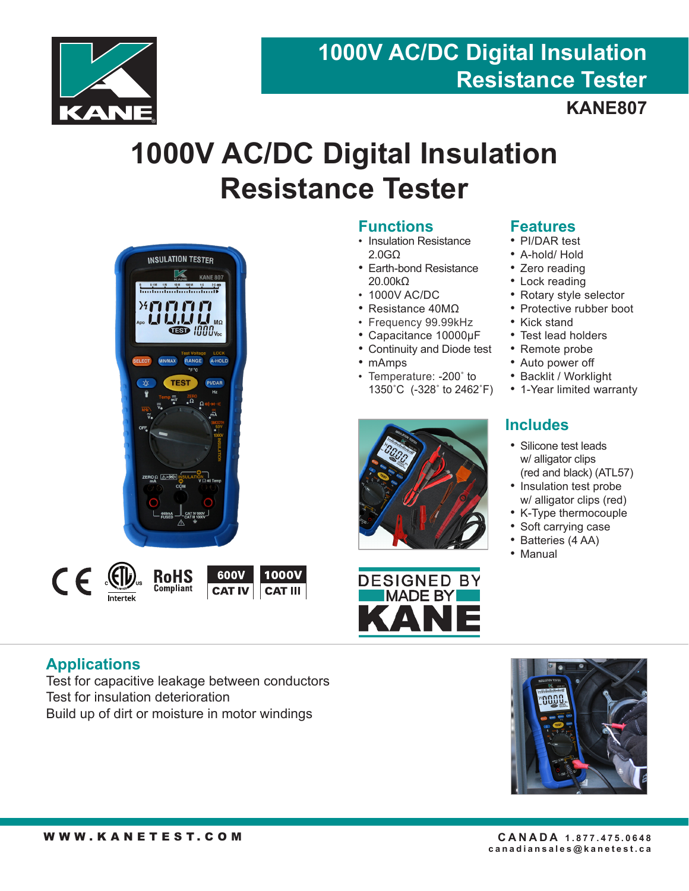# 1000V AC/DC Digital Insulation Resistance Tester

**KANE807**

# 1000V AC/DC Digital Insulation Resistance Tester

## Functions

- Insulation Resistance 2.0GΩ
- Earth-bond Resistance 20.00kΩ
- 1000V AC/DC
- Resistance 40MΩ
- Frequency 99.99kHz
- Capacitance 10000µF
- Continuity and Diode test
- mAmps
- Temperature: -200˚ to 1350˚C (-328˚ to 2462˚F)

## Features

- PI/DAR test
- A-hold/ Hold
- Zero reading
- Lock reading
- Rotary style selector
- Protective rubber boot
- Kick stand
- Test lead holders
- Remote probe
- Auto power off
- Backlit / Worklight
- 1-Year limited warranty

## Includes

- Silicone test leads w/ alligator clips (red and black) (ATL57)
- Insulation test probe w/ alligator clips (red)
- K-Type thermocouple
- Soft carrying case
- Batteries (4 AA)
- Manual

CE | ETL Intertek | RoHS Compliant | 600V CAT IV | 1000V CAT III

DESIGNED BY MADE BY KANE

## Applications

Test for capacitive leakage between conductors
Test for insulation deterioration
Build up of dirt or moisture in motor windings

WWW.KANETEST.COM

CANADA 1.877.475.0648
canadiansales@kanetest.ca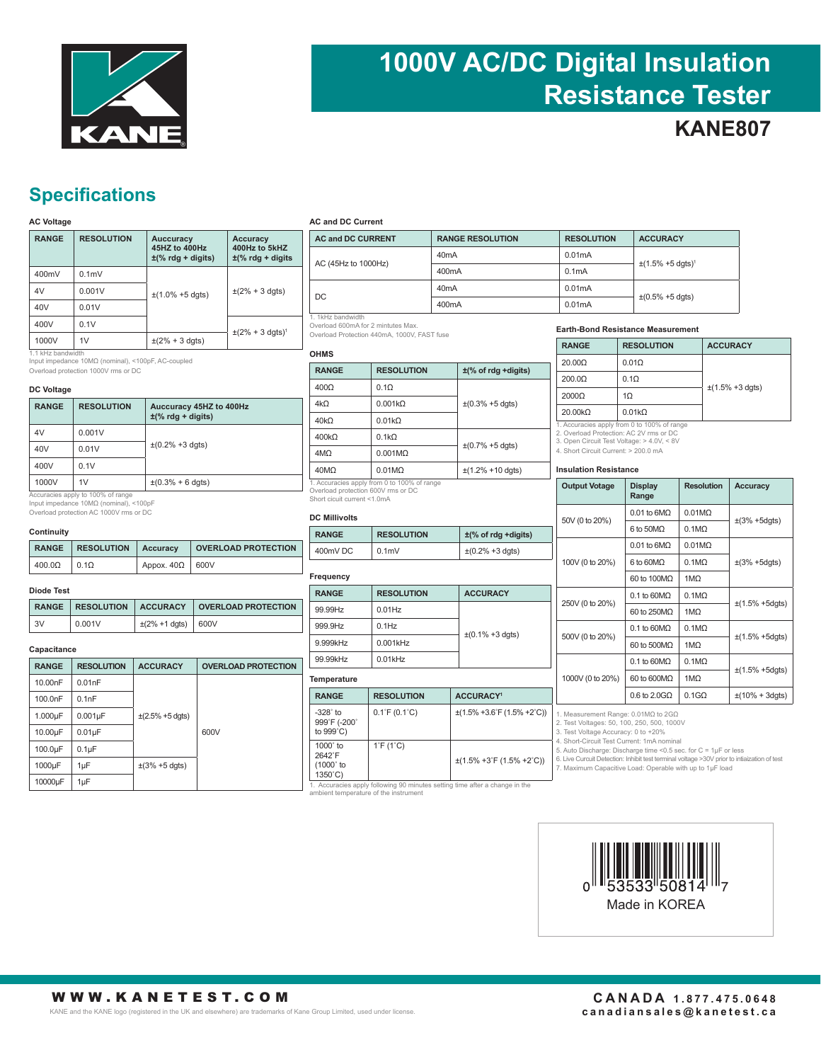# 1000V AC/DC Digital Insulation Resistance Tester

## KANE807

## Specifications

### AC Voltage

| RANGE | RESOLUTION | Auccuracy 45HZ to 400Hz ±(% rdg + digits) | Accuracy 400Hz to 5kHZ ±(% rdg + digits |
|---|---|---|---|
| 400mV | 0.1mV | ±(1.0% +5 dgts) | ±(2% + 3 dgts) |
| 4V | 0.001V | | |
| 40V | 0.01V | | |
| 400V | 0.1V | | ±(2% + 3 dgts)[1] |
| 1000V | 1V | ±(2% + 3 dgts) | |

1.1 kHz bandwidth
Input impedance 10MΩ (nominal), <100pF, AC-coupled
Overload protection 1000V rms or DC

### DC Voltage

| RANGE | RESOLUTION | Auccuracy 45HZ to 400Hz ±(% rdg + digits) |
|---|---|---|
| 4V | 0.001V | ±(0.2% +3 dgts) |
| 40V | 0.01V | |
| 400V | 0.1V | |
| 1000V | 1V | ±(0.3% + 6 dgts) |

Accuracies apply to 100% of range
Input impedance 10MΩ (nominal), <100pF
Overload protection AC 1000V rms or DC

### Continuity

| RANGE | RESOLUTION | Accuracy | OVERLOAD PROTECTION |
|---|---|---|---|
| 400.0Ω | 0.1Ω | Appox. 40Ω | 600V |

### Diode Test

| RANGE | RESOLUTION | ACCURACY | OVERLOAD PROTECTION |
|---|---|---|---|
| 3V | 0.001V | ±(2% +1 dgts) | 600V |

### Capacitance

| RANGE | RESOLUTION | ACCURACY | OVERLOAD PROTECTION |
|---|---|---|---|
| 10.00nF | 0.01nF | ±(2.5% +5 dgts) | 600V |
| 100.0nF | 0.1nF | | |
| 1.000μF | 0.001μF | | |
| 10.00μF | 0.01μF | | |
| 100.0μF | 0.1μF | | |
| 1000μF | 1μF | ±(3% +5 dgts) | |
| 10000μF | 1μF | | |

### AC and DC Current

| AC and DC CURRENT | RANGE RESOLUTION | RESOLUTION | ACCURACY |
|---|---|---|---|
| AC (45Hz to 1000Hz) | 40mA | 0.01mA | ±(1.5% +5 dgts)[1] |
| | 400mA | 0.1mA | |
| DC | 40mA | 0.01mA | ±(0.5% +5 dgts) |
| | 400mA | 0.01mA | |

1. 1kHz bandwidth
Overload 600mA for 2 mintutes Max.
Overload Protection 440mA, 1000V, FAST fuse

### OHMS

| RANGE | RESOLUTION | ±(% of rdg +digits) |
|---|---|---|
| 400Ω | 0.1Ω | ±(0.3% +5 dgts) |
| 4kΩ | 0.001kΩ | |
| 40kΩ | 0.01kΩ | |
| 400kΩ | 0.1kΩ | ±(0.7% +5 dgts) |
| 4MΩ | 0.001MΩ | |
| 40MΩ | 0.01MΩ | ±(1.2% +10 dgts) |

1. Accuracies apply from 0 to 100% of range
Overload protection 600V rms or DC
Short cicuit current <1.0mA

### DC Millivolts

| RANGE | RESOLUTION | ±(% of rdg +digits) |
|---|---|---|
| 400mV DC | 0.1mV | ±(0.2% +3 dgts) |

### Frequency

| RANGE | RESOLUTION | ACCURACY |
|---|---|---|
| 99.99Hz | 0.01Hz | ±(0.1% +3 dgts) |
| 999.9Hz | 0.1Hz | |
| 9.999kHz | 0.001kHz | |
| 99.99kHz | 0.01kHz | |

### Temperature

| RANGE | RESOLUTION | ACCURACY[1] |
|---|---|---|
| -328˚ to 999˚F (-200˚ to 999˚C) | 0.1˚F (0.1˚C) | ±(1.5% +3.6˚F (1.5% +2˚C)) |
| 1000˚ to 2642˚F (1000˚ to 1350˚C) | 1˚F (1˚C) | ±(1.5% +3˚F (1.5% +2˚C)) |

1. Accuracies apply following 90 minutes setting time after a change in the ambient temperature of the instrument

### Earth-Bond Resistance Measurement

| RANGE | RESOLUTION | ACCURACY |
|---|---|---|
| 20.00Ω | 0.01Ω | ±(1.5% +3 dgts) |
| 200.0Ω | 0.1Ω | |
| 2000Ω | 1Ω | |
| 20.00kΩ | 0.01kΩ | |

1. Accuracies apply from 0 to 100% of range
2. Overload Protection: AC 2V rms or DC
3. Open Circuit Test Voltage: > 4.0V, < 8V
4. Short Circuit Current: > 200.0 mA

### Insulation Resistance

| Output Votage | Display Range | Resolution | Accuracy |
|---|---|---|---|
| 50V (0 to 20%) | 0.01 to 6MΩ | 0.01MΩ | ±(3% +5dgts) |
| | 6 to 50MΩ | 0.1MΩ | |
| 100V (0 to 20%) | 0.01 to 6MΩ | 0.01MΩ | ±(3% +5dgts) |
| | 6 to 60MΩ | 0.1MΩ | |
| | 60 to 100MΩ | 1MΩ | |
| 250V (0 to 20%) | 0.1 to 60MΩ | 0.1MΩ | ±(1.5% +5dgts) |
| | 60 to 250MΩ | 1MΩ | |
| 500V (0 to 20%) | 0.1 to 60MΩ | 0.1MΩ | ±(1.5% +5dgts) |
| | 60 to 500MΩ | 1MΩ | |
| 1000V (0 to 20%) | 0.1 to 60MΩ | 0.1MΩ | ±(1.5% +5dgts) |
| | 60 to 600MΩ | 1MΩ | |
| | 0.6 to 2.0GΩ | 0.1GΩ | ±(10% + 3dgts) |

1. Measurement Range: 0.01MΩ to 2GΩ
2. Test Voltages: 50, 100, 250, 500, 1000V
3. Test Voltage Accuracy: 0 to +20%
4. Short-Circuit Test Current: 1mA nominal
5. Auto Discharge: Discharge time <0.5 sec. for C = 1μF or less
6. Live Curcuit Detection: Inhibit test terminal voltage >30V prior to intiaization of test
7. Maximum Capacitive Load: Operable with up to 1μF load

0 53533 50814 7
Made in KOREA

WWW.KANETEST.COM

KANE and the KANE logo (registered in the UK and elsewhere) are trademarks of Kane Group Limited, used under license.

CANADA 1.877.475.0648
canadiansales@kanetest.ca